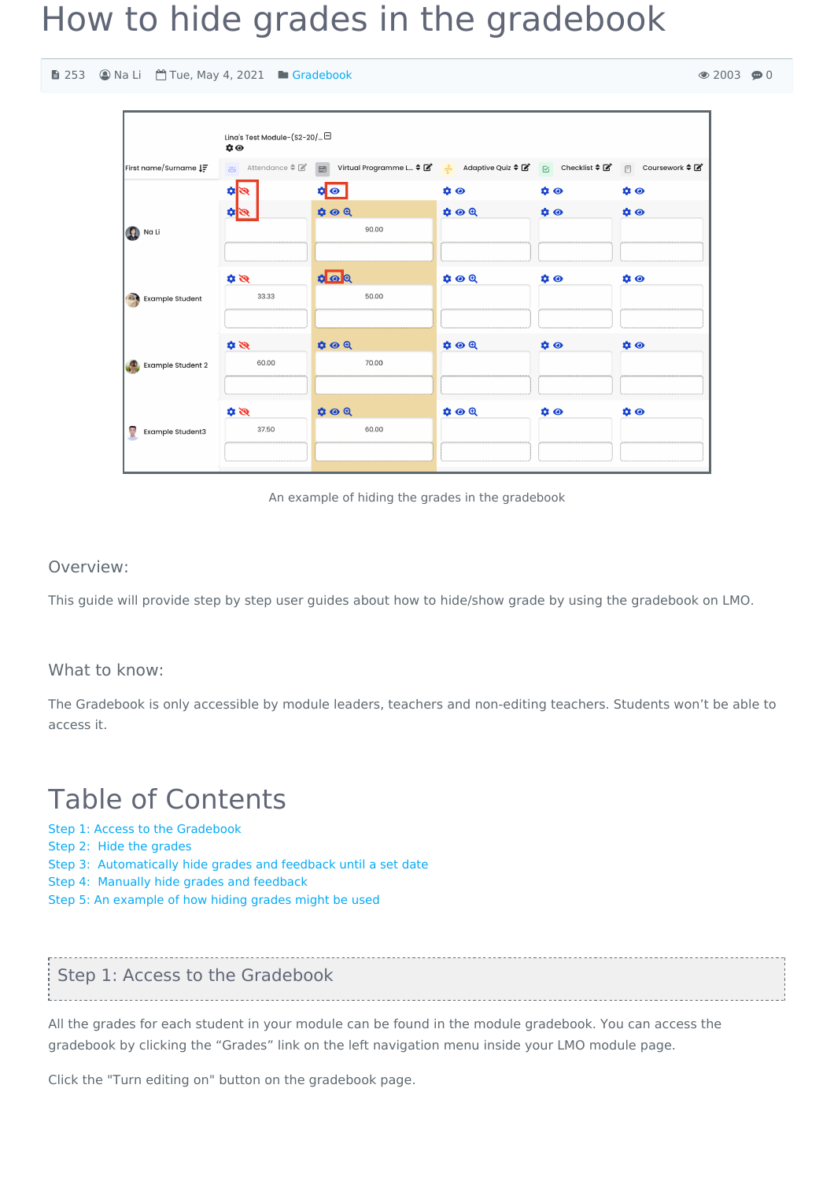# How to hide grades in the gradebook

253 Na Li Tue, May 4, 2021 Gradebook 2003 0

An example of hiding the grades in the gradebook

## Overview:

This guide will provide step by step user guides about how to hide/show grade by using the gradebook on LMO.

## What to know:

The Gradebook is only accessible by module leaders, teachers and non-editing teachers. Students won't be able to access it.

# Table of Contents

- Step 1: Access to the Gradebook
- Step 2: Hide the grades
- Step 3: Automatically hide grades and feedback until a set date
- Step 4: Manually hide grades and feedback
- Step 5: An example of how hiding grades might be used

## Step 1: Access to the Gradebook

All the grades for each student in your module can be found in the module gradebook. You can access the gradebook by clicking the "Grades" link on the left navigation menu inside your LMO module page.

Click the "Turn editing on" button on the gradebook page.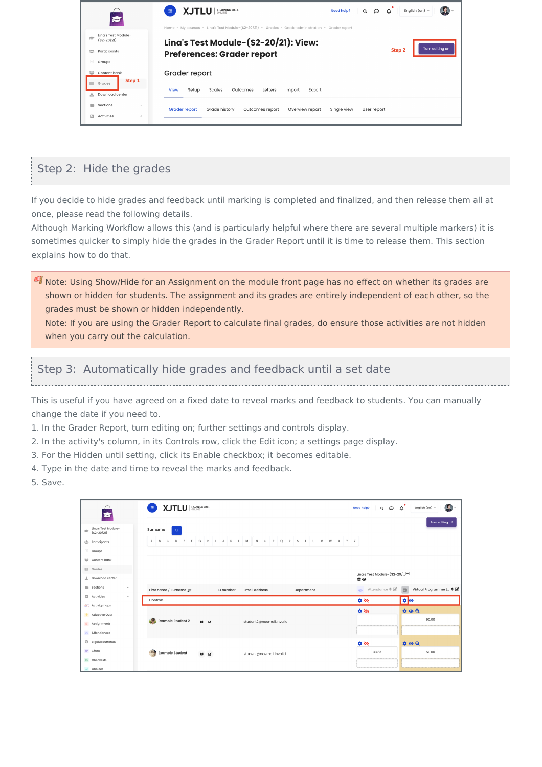## Step 2: Hide the grades

If you decide to hide grades and feedback until marking is completed and finalized, and then release them all at once, please read the following details.

Although Marking Workflow allows this (and is particularly helpful where there are several multiple markers) it is sometimes quicker to simply hide the grades in the Grader Report until it is time to release them. This section explains how to do that.

> Note: Using Show/Hide for an Assignment on the module front page has no effect on whether its grades are shown or hidden for students. The assignment and its grades are entirely independent of each other, so the grades must be shown or hidden independently.
> Note: If you are using the Grader Report to calculate final grades, do ensure those activities are not hidden when you carry out the calculation.

## Step 3: Automatically hide grades and feedback until a set date

This is useful if you have agreed on a fixed date to reveal marks and feedback to students. You can manually change the date if you need to.

1. In the Grader Report, turn editing on; further settings and controls display.
2. In the activity's column, in its Controls row, click the Edit icon; a settings page display.
3. For the Hidden until setting, click its Enable checkbox; it becomes editable.
4. Type in the date and time to reveal the marks and feedback.
5. Save.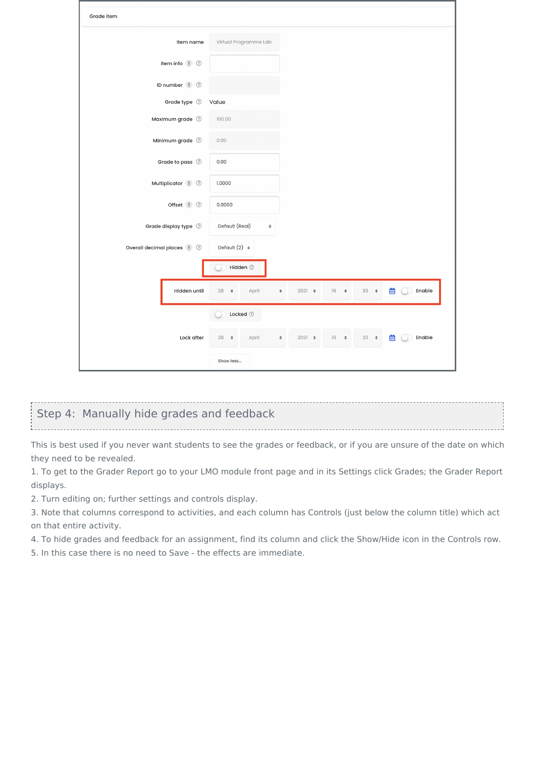## Step 4: Manually hide grades and feedback

This is best used if you never want students to see the grades or feedback, or if you are unsure of the date on which they need to be revealed.

1. To get to the Grader Report go to your LMO module front page and in its Settings click Grades; the Grader Report displays.
2. Turn editing on; further settings and controls display.
3. Note that columns correspond to activities, and each column has Controls (just below the column title) which act on that entire activity.
4. To hide grades and feedback for an assignment, find its column and click the Show/Hide icon in the Controls row.
5. In this case there is no need to Save - the effects are immediate.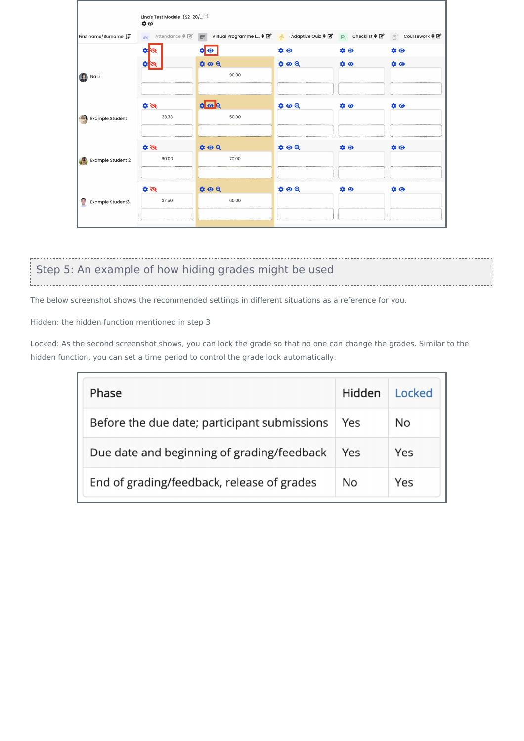## Step 5: An example of how hiding grades might be used

The below screenshot shows the recommended settings in different situations as a reference for you.

Hidden: the hidden function mentioned in step 3

Locked: As the second screenshot shows, you can lock the grade so that no one can change the grades. Similar to the hidden function, you can set a time period to control the grade lock automatically.

| Phase | Hidden | Locked |
| --- | --- | --- |
| Before the due date; participant submissions | Yes | No |
| Due date and beginning of grading/feedback | Yes | Yes |
| End of grading/feedback, release of grades | No | Yes |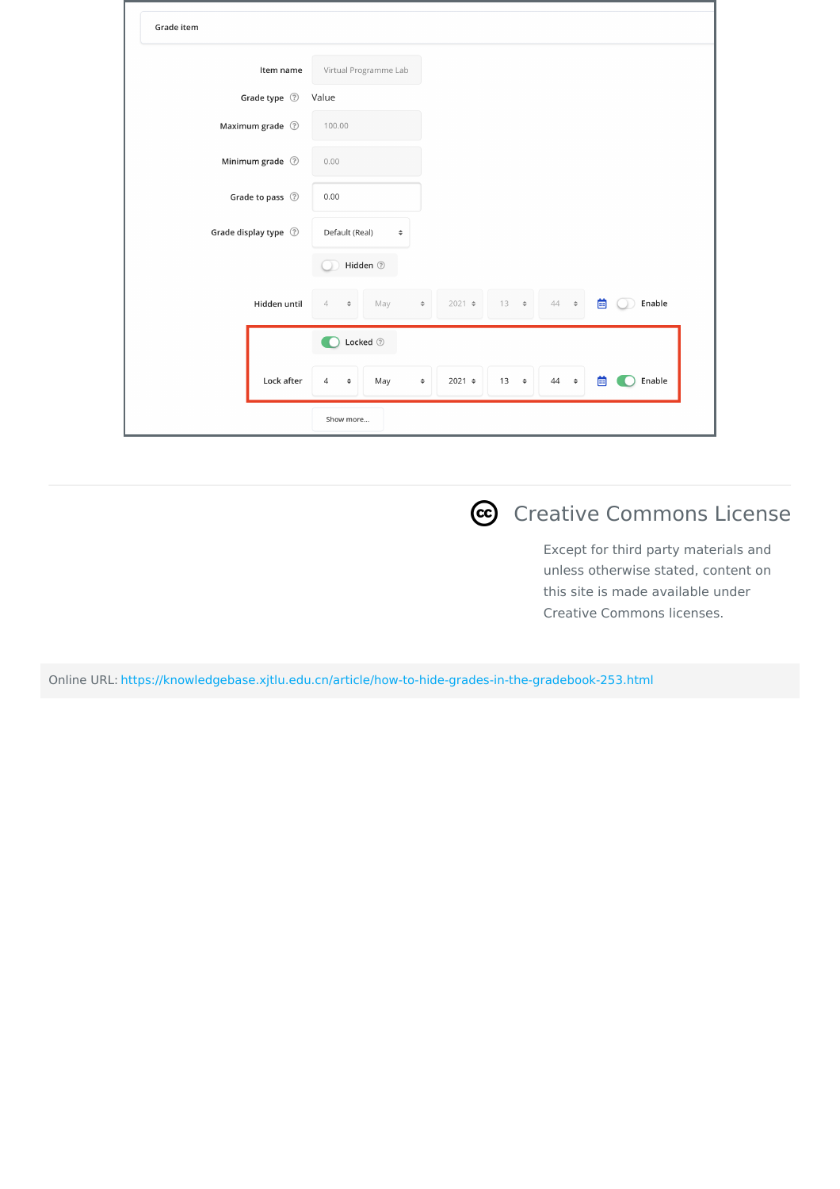Grade item

Item name: Virtual Programme Lab

Grade type: Value

Maximum grade: 100.00

Minimum grade: 0.00

Grade to pass: 0.00

Grade display type: Default (Real)

Hidden

Hidden until: 4 May 2021 13 44 Enable

Locked

Lock after: 4 May 2021 13 44 Enable

Show more...

## Creative Commons License

Except for third party materials and unless otherwise stated, content on this site is made available under Creative Commons licenses.

Online URL: https://knowledgebase.xjtlu.edu.cn/article/how-to-hide-grades-in-the-gradebook-253.html